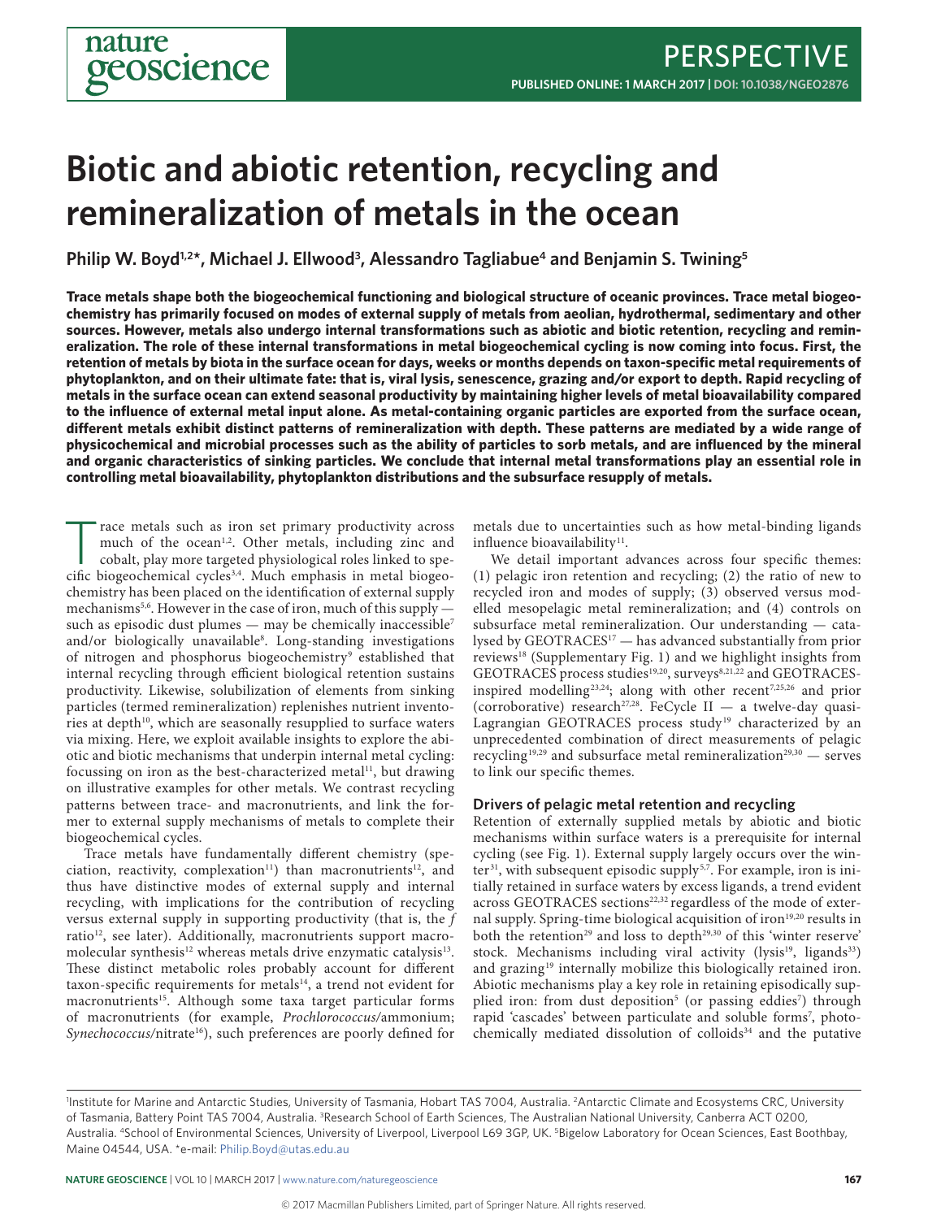# Biotic and abiotic retention, recycling and remineralization of metals in the ocean

**Philip W. Boyd[1,2]*, Michael J. Ellwood[3], Alessandro Tagliabue[4] and Benjamin S. Twining[5]**

**Trace metals shape both the biogeochemical functioning and biological structure of oceanic provinces. Trace metal biogeochemistry has primarily focused on modes of external supply of metals from aeolian, hydrothermal, sedimentary and other sources. However, metals also undergo internal transformations such as abiotic and biotic retention, recycling and remineralization. The role of these internal transformations in metal biogeochemical cycling is now coming into focus. First, the retention of metals by biota in the surface ocean for days, weeks or months depends on taxon-specific metal requirements of phytoplankton, and on their ultimate fate: that is, viral lysis, senescence, grazing and/or export to depth. Rapid recycling of metals in the surface ocean can extend seasonal productivity by maintaining higher levels of metal bioavailability compared to the influence of external metal input alone. As metal-containing organic particles are exported from the surface ocean, different metals exhibit distinct patterns of remineralization with depth. These patterns are mediated by a wide range of physicochemical and microbial processes such as the ability of particles to sorb metals, and are influenced by the mineral and organic characteristics of sinking particles. We conclude that internal metal transformations play an essential role in controlling metal bioavailability, phytoplankton distributions and the subsurface resupply of metals.**

Trace metals such as iron set primary productivity across much of the ocean[1,2]. Other metals, including zinc and cobalt, play more targeted physiological roles linked to specific biogeochemical cycles[3,4]. Much emphasis in metal biogeochemistry has been placed on the identification of external supply mechanisms[5,6]. However in the case of iron, much of this supply — such as episodic dust plumes — may be chemically inaccessible[7] and/or biologically unavailable[8]. Long-standing investigations of nitrogen and phosphorus biogeochemistry[9] established that internal recycling through efficient biological retention sustains productivity. Likewise, solubilization of elements from sinking particles (termed remineralization) replenishes nutrient inventories at depth[10], which are seasonally resupplied to surface waters via mixing. Here, we exploit available insights to explore the abiotic and biotic mechanisms that underpin internal metal cycling: focussing on iron as the best-characterized metal[11], but drawing on illustrative examples for other metals. We contrast recycling patterns between trace- and macronutrients, and link the former to external supply mechanisms of metals to complete their biogeochemical cycles.

Trace metals have fundamentally different chemistry (speciation, reactivity, complexation[11]) than macronutrients[12], and thus have distinctive modes of external supply and internal recycling, with implications for the contribution of recycling versus external supply in supporting productivity (that is, the *f* ratio[12], see later). Additionally, macronutrients support macromolecular synthesis[12] whereas metals drive enzymatic catalysis[13]. These distinct metabolic roles probably account for different taxon-specific requirements for metals[14], a trend not evident for macronutrients[15]. Although some taxa target particular forms of macronutrients (for example, *Prochlorococcus*/ammonium; *Synechococcus*/nitrate[16]), such preferences are poorly defined for metals due to uncertainties such as how metal-binding ligands influence bioavailability[11].

We detail important advances across four specific themes: (1) pelagic iron retention and recycling; (2) the ratio of new to recycled iron and modes of supply; (3) observed versus modelled mesopelagic metal remineralization; and (4) controls on subsurface metal remineralization. Our understanding — catalysed by GEOTRACES[17] — has advanced substantially from prior reviews[18] (Supplementary Fig. 1) and we highlight insights from GEOTRACES process studies[19,20], surveys[8,21,22] and GEOTRACES-inspired modelling[23,24]; along with other recent[7,25,26] and prior (corroborative) research[27,28]. FeCycle II — a twelve-day quasi-Lagrangian GEOTRACES process study[19] characterized by an unprecedented combination of direct measurements of pelagic recycling[19,29] and subsurface metal remineralization[29,30] — serves to link our specific themes.

## Drivers of pelagic metal retention and recycling

Retention of externally supplied metals by abiotic and biotic mechanisms within surface waters is a prerequisite for internal cycling (see Fig. 1). External supply largely occurs over the winter[31], with subsequent episodic supply[5,7]. For example, iron is initially retained in surface waters by excess ligands, a trend evident across GEOTRACES sections[22,32] regardless of the mode of external supply. Spring-time biological acquisition of iron[19,20] results in both the retention[29] and loss to depth[29,30] of this 'winter reserve' stock. Mechanisms including viral activity (lysis[19], ligands[33]) and grazing[19] internally mobilize this biologically retained iron. Abiotic mechanisms play a key role in retaining episodically supplied iron: from dust deposition[5] (or passing eddies[7]) through rapid 'cascades' between particulate and soluble forms[7], photochemically mediated dissolution of colloids[34] and the putative

[1]Institute for Marine and Antarctic Studies, University of Tasmania, Hobart TAS 7004, Australia. [2]Antarctic Climate and Ecosystems CRC, University of Tasmania, Battery Point TAS 7004, Australia. [3]Research School of Earth Sciences, The Australian National University, Canberra ACT 0200, Australia. [4]School of Environmental Sciences, University of Liverpool, Liverpool L69 3GP, UK. [5]Bigelow Laboratory for Ocean Sciences, East Boothbay, Maine 04544, USA. *e-mail: Philip.Boyd@utas.edu.au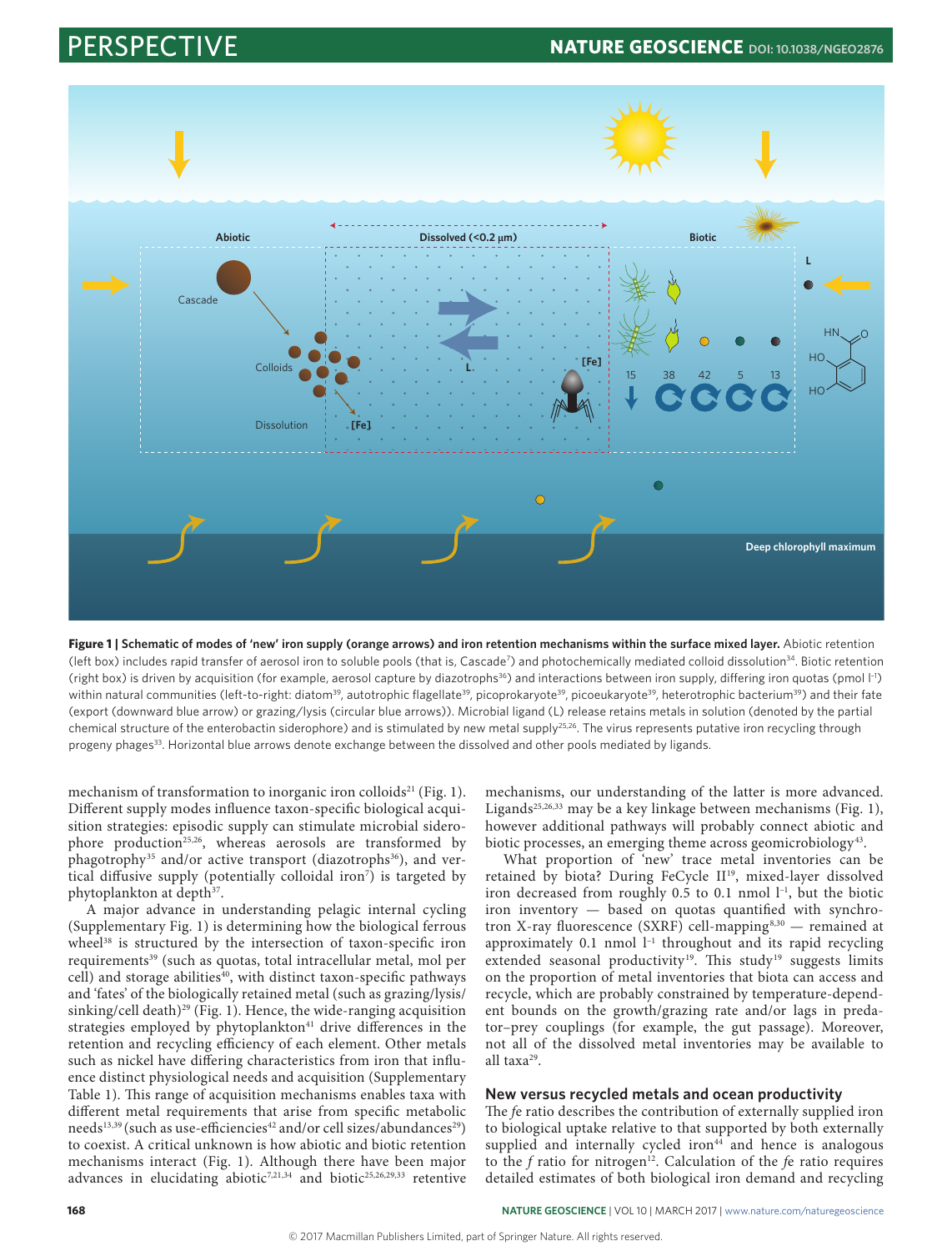**Figure 1 | Schematic of modes of 'new' iron supply (orange arrows) and iron retention mechanisms within the surface mixed layer.** Abiotic retention (left box) includes rapid transfer of aerosol iron to soluble pools (that is, Cascade[7]) and photochemically mediated colloid dissolution[34]. Biotic retention (right box) is driven by acquisition (for example, aerosol capture by diazotrophs[36]) and interactions between iron supply, differing iron quotas (pmol $l^{-1}$) within natural communities (left-to-right: diatom[39], autotrophic flagellate[39], picoprokaryote[39], picoeukaryote[39], heterotrophic bacterium[39]) and their fate (export (downward blue arrow) or grazing/lysis (circular blue arrows)). Microbial ligand (L) release retains metals in solution (denoted by the partial chemical structure of the enterobactin siderophore) and is stimulated by new metal supply[25,26]. The virus represents putative iron recycling through progeny phages[33]. Horizontal blue arrows denote exchange between the dissolved and other pools mediated by ligands.

mechanism of transformation to inorganic iron colloids[21] (Fig. 1). Different supply modes influence taxon-specific biological acquisition strategies: episodic supply can stimulate microbial siderophore production[25,26], whereas aerosols are transformed by phagotrophy[35] and/or active transport (diazotrophs[36]), and vertical diffusive supply (potentially colloidal iron[7]) is targeted by phytoplankton at depth[37].

A major advance in understanding pelagic internal cycling (Supplementary Fig. 1) is determining how the biological ferrous wheel[38] is structured by the intersection of taxon-specific iron requirements[39] (such as quotas, total intracellular metal, mol per cell) and storage abilities[40], with distinct taxon-specific pathways and 'fates' of the biologically retained metal (such as grazing/lysis/sinking/cell death)[29] (Fig. 1). Hence, the wide-ranging acquisition strategies employed by phytoplankton[41] drive differences in the retention and recycling efficiency of each element. Other metals such as nickel have differing characteristics from iron that influence distinct physiological needs and acquisition (Supplementary Table 1). This range of acquisition mechanisms enables taxa with different metal requirements that arise from specific metabolic needs[13,39] (such as use-efficiencies[42] and/or cell sizes/abundances[29]) to coexist. A critical unknown is how abiotic and biotic retention mechanisms interact (Fig. 1). Although there have been major advances in elucidating abiotic[7,21,34] and biotic[25,26,29,33] retentive mechanisms, our understanding of the latter is more advanced. Ligands[25,26,33] may be a key linkage between mechanisms (Fig. 1), however additional pathways will probably connect abiotic and biotic processes, an emerging theme across geomicrobiology[43].

What proportion of 'new' trace metal inventories can be retained by biota? During FeCycle II[19], mixed-layer dissolved iron decreased from roughly 0.5 to 0.1 nmol $l^{-1}$, but the biotic iron inventory — based on quotas quantified with synchrotron X-ray fluorescence (SXRF) cell-mapping[8,30] — remained at approximately 0.1 nmol $l^{-1}$ throughout and its rapid recycling extended seasonal productivity[19]. This study[19] suggests limits on the proportion of metal inventories that biota can access and recycle, which are probably constrained by temperature-dependent bounds on the growth/grazing rate and/or lags in predator–prey couplings (for example, the gut passage). Moreover, not all of the dissolved metal inventories may be available to all taxa[29].

## New versus recycled metals and ocean productivity

The *fe* ratio describes the contribution of externally supplied iron to biological uptake relative to that supported by both externally supplied and internally cycled iron[44] and hence is analogous to the *f* ratio for nitrogen[12]. Calculation of the *fe* ratio requires detailed estimates of both biological iron demand and recycling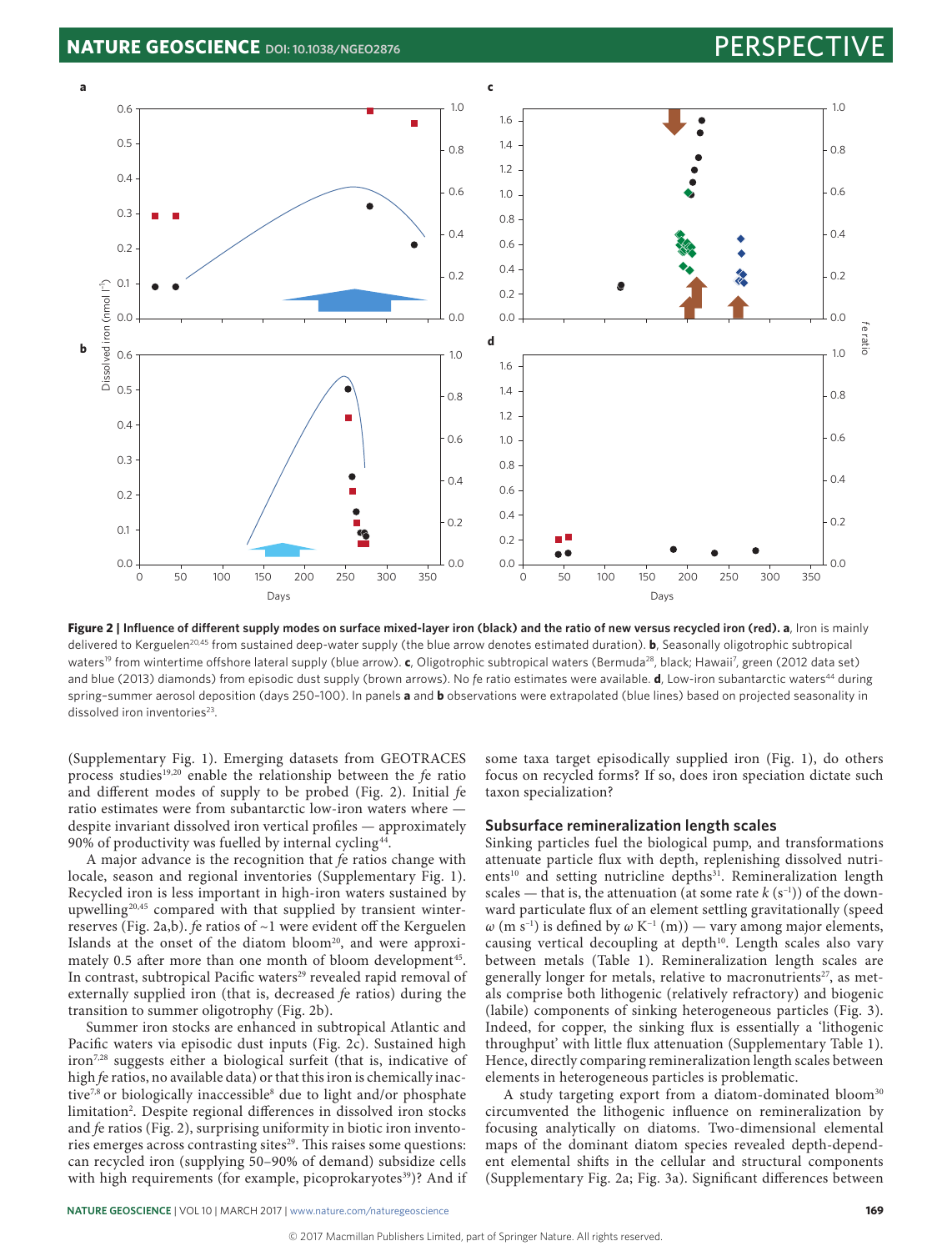**Figure 2 | Influence of different supply modes on surface mixed-layer iron (black) and the ratio of new versus recycled iron (red).** **a**, Iron is mainly delivered to Kerguelen[20,45] from sustained deep-water supply (the blue arrow denotes estimated duration). **b**, Seasonally oligotrophic subtropical waters[19] from wintertime offshore lateral supply (blue arrow). **c**, Oligotrophic subtropical waters (Bermuda[28], black; Hawaii[7], green (2012 data set) and blue (2013) diamonds) from episodic dust supply (brown arrows). No *fe* ratio estimates were available. **d**, Low-iron subantarctic waters[44] during spring–summer aerosol deposition (days 250–100). In panels **a** and **b** observations were extrapolated (blue lines) based on projected seasonality in dissolved iron inventories[23].

(Supplementary Fig. 1). Emerging datasets from GEOTRACES process studies[19,20] enable the relationship between the *fe* ratio and different modes of supply to be probed (Fig. 2). Initial *fe* ratio estimates were from subantarctic low-iron waters where — despite invariant dissolved iron vertical profiles — approximately 90% of productivity was fuelled by internal cycling[44].

A major advance is the recognition that *fe* ratios change with locale, season and regional inventories (Supplementary Fig. 1). Recycled iron is less important in high-iron waters sustained by upwelling[20,45] compared with that supplied by transient winter-reserves (Fig. 2a,b). *fe* ratios of ~1 were evident off the Kerguelen Islands at the onset of the diatom bloom[20], and were approximately 0.5 after more than one month of bloom development[45]. In contrast, subtropical Pacific waters[29] revealed rapid removal of externally supplied iron (that is, decreased *fe* ratios) during the transition to summer oligotrophy (Fig. 2b).

Summer iron stocks are enhanced in subtropical Atlantic and Pacific waters via episodic dust inputs (Fig. 2c). Sustained high iron[7,28] suggests either a biological surfeit (that is, indicative of high *fe* ratios, no available data) or that this iron is chemically inactive[7,8] or biologically inaccessible[8] due to light and/or phosphate limitation[2]. Despite regional differences in dissolved iron stocks and *fe* ratios (Fig. 2), surprising uniformity in biotic iron inventories emerges across contrasting sites[29]. This raises some questions: can recycled iron (supplying 50–90% of demand) subsidize cells with high requirements (for example, picoprokaryotes[39])? And if some taxa target episodically supplied iron (Fig. 1), do others focus on recycled forms? If so, does iron speciation dictate such taxon specialization?

## Subsurface remineralization length scales

Sinking particles fuel the biological pump, and transformations attenuate particle flux with depth, replenishing dissolved nutrients[10] and setting nutricline depths[31]. Remineralization length scales — that is, the attenuation (at some rate $k$ ($s^{-1}$)) of the downward particulate flux of an element settling gravitationally (speed $\omega$ ($m\ s^{-1}$) is defined by $\omega\ K^{-1}$ (m)) — vary among major elements, causing vertical decoupling at depth[10]. Length scales also vary between metals (Table 1). Remineralization length scales are generally longer for metals, relative to macronutrients[27], as metals comprise both lithogenic (relatively refractory) and biogenic (labile) components of sinking heterogeneous particles (Fig. 3). Indeed, for copper, the sinking flux is essentially a 'lithogenic throughput' with little flux attenuation (Supplementary Table 1). Hence, directly comparing remineralization length scales between elements in heterogeneous particles is problematic.

A study targeting export from a diatom-dominated bloom[30] circumvented the lithogenic influence on remineralization by focusing analytically on diatoms. Two-dimensional elemental maps of the dominant diatom species revealed depth-dependent elemental shifts in the cellular and structural components (Supplementary Fig. 2a; Fig. 3a). Significant differences between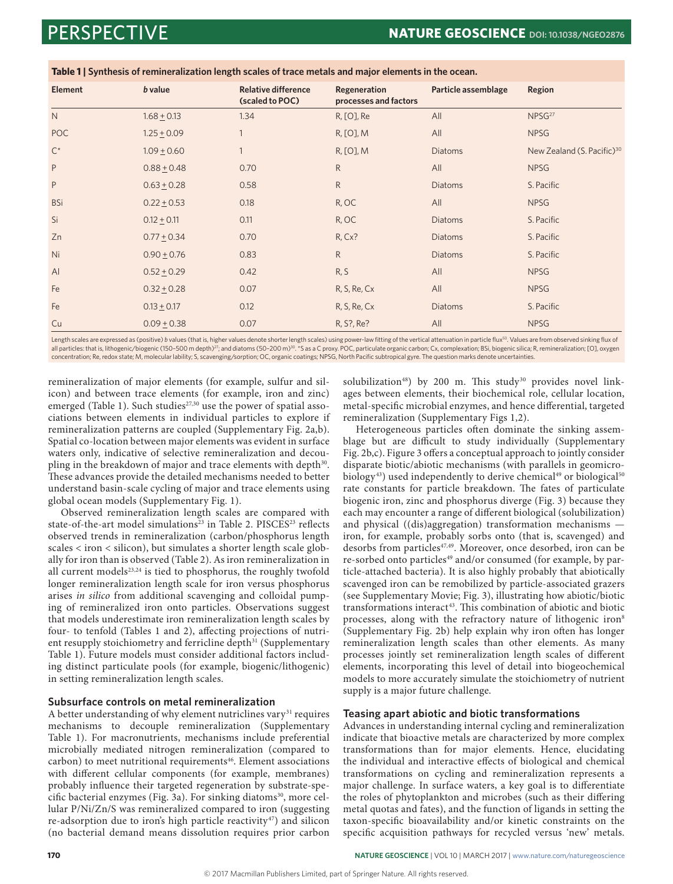**Table 1 | Synthesis of remineralization length scales of trace metals and major elements in the ocean.**

| Element | *b* value | Relative difference (scaled to POC) | Regeneration processes and factors | Particle assemblage | Region |
|---|---|---|---|---|---|
| N | $1.68 \pm 0.13$ | 1.34 | R, [O], Re | All | NPSG[27] |
| POC | $1.25 \pm 0.09$ | 1 | R, [O], M | All | NPSG |
| C* | $1.09 \pm 0.60$ | 1 | R, [O], M | Diatoms | New Zealand (S. Pacific)[30] |
| P | $0.88 \pm 0.48$ | 0.70 | R | All | NPSG |
| P | $0.63 \pm 0.28$ | 0.58 | R | Diatoms | S. Pacific |
| BSi | $0.22 \pm 0.53$ | 0.18 | R, OC | All | NPSG |
| Si | $0.12 \pm 0.11$ | 0.11 | R, OC | Diatoms | S. Pacific |
| Zn | $0.77 \pm 0.34$ | 0.70 | R, Cx? | Diatoms | S. Pacific |
| Ni | $0.90 \pm 0.76$ | 0.83 | R | Diatoms | S. Pacific |
| Al | $0.52 \pm 0.29$ | 0.42 | R, S | All | NPSG |
| Fe | $0.32 \pm 0.28$ | 0.07 | R, S, Re, Cx | All | NPSG |
| Fe | $0.13 \pm 0.17$ | 0.12 | R, S, Re, Cx | Diatoms | S. Pacific |
| Cu | $0.09 \pm 0.38$ | 0.07 | R, S?, Re? | All | NPSG |

Length scales are expressed as (positive) *b* values (that is, higher values denote shorter length scales) using power-law fitting of the vertical attenuation in particle flux[50]. Values are from observed sinking flux of all particles: that is, lithogenic/biogenic (150–500 m depth)[27]; and diatoms (50–200 m)[30]. *S as a C proxy. POC, particulate organic carbon; Cx, complexation; BSi, biogenic silica; R, remineralization; [O], oxygen concentration; Re, redox state; M, molecular lability; S, scavenging/sorption; OC, organic coatings; NPSG, North Pacific subtropical gyre. The question marks denote uncertainties.

remineralization of major elements (for example, sulfur and silicon) and between trace elements (for example, iron and zinc) emerged (Table 1). Such studies[27,30] use the power of spatial associations between elements in individual particles to explore if remineralization patterns are coupled (Supplementary Fig. 2a,b). Spatial co-location between major elements was evident in surface waters only, indicative of selective remineralization and decoupling in the breakdown of major and trace elements with depth[30]. These advances provide the detailed mechanisms needed to better understand basin-scale cycling of major and trace elements using global ocean models (Supplementary Fig. 1).

Observed remineralization length scales are compared with state-of-the-art model simulations[23] in Table 2. PISCES[23] reflects observed trends in remineralization (carbon/phosphorus length scales < iron < silicon), but simulates a shorter length scale globally for iron than is observed (Table 2). As iron remineralization in all current models[23,24] is tied to phosphorus, the roughly twofold longer remineralization length scale for iron versus phosphorus arises *in silico* from additional scavenging and colloidal pumping of remineralized iron onto particles. Observations suggest that models underestimate iron remineralization length scales by four- to tenfold (Tables 1 and 2), affecting projections of nutrient resupply stoichiometry and ferricline depth[31] (Supplementary Table 1). Future models must consider additional factors including distinct particulate pools (for example, biogenic/lithogenic) in setting remineralization length scales.

## Subsurface controls on metal remineralization

A better understanding of why element nutriclines vary[31] requires mechanisms to decouple remineralization (Supplementary Table 1). For macronutrients, mechanisms include preferential microbially mediated nitrogen remineralization (compared to carbon) to meet nutritional requirements[46]. Element associations with different cellular components (for example, membranes) probably influence their targeted regeneration by substrate-specific bacterial enzymes (Fig. 3a). For sinking diatoms[30], more cellular P/Ni/Zn/S was remineralized compared to iron (suggesting re-adsorption due to iron's high particle reactivity[47]) and silicon (no bacterial demand means dissolution requires prior carbon solubilization[48]) by 200 m. This study[30] provides novel linkages between elements, their biochemical role, cellular location, metal-specific microbial enzymes, and hence differential, targeted remineralization (Supplementary Figs 1,2).

Heterogeneous particles often dominate the sinking assemblage but are difficult to study individually (Supplementary Fig. 2b,c). Figure 3 offers a conceptual approach to jointly consider disparate biotic/abiotic mechanisms (with parallels in geomicrobiology[43]) used independently to derive chemical[49] or biological[50] rate constants for particle breakdown. The fates of particulate biogenic iron, zinc and phosphorus diverge (Fig. 3) because they each may encounter a range of different biological (solubilization) and physical ((dis)aggregation) transformation mechanisms — iron, for example, probably sorbs onto (that is, scavenged) and desorbs from particles[47,49]. Moreover, once desorbed, iron can be re-sorbed onto particles[49] and/or consumed (for example, by particle-attached bacteria). It is also highly probably that abiotically scavenged iron can be remobilized by particle-associated grazers (see Supplementary Movie; Fig. 3), illustrating how abiotic/biotic transformations interact[43]. This combination of abiotic and biotic processes, along with the refractory nature of lithogenic iron[8] (Supplementary Fig. 2b) help explain why iron often has longer remineralization length scales than other elements. As many processes jointly set remineralization length scales of different elements, incorporating this level of detail into biogeochemical models to more accurately simulate the stoichiometry of nutrient supply is a major future challenge.

## Teasing apart abiotic and biotic transformations

Advances in understanding internal cycling and remineralization indicate that bioactive metals are characterized by more complex transformations than for major elements. Hence, elucidating the individual and interactive effects of biological and chemical transformations on cycling and remineralization represents a major challenge. In surface waters, a key goal is to differentiate the roles of phytoplankton and microbes (such as their differing metal quotas and fates), and the function of ligands in setting the taxon-specific bioavailability and/or kinetic constraints on the specific acquisition pathways for recycled versus 'new' metals.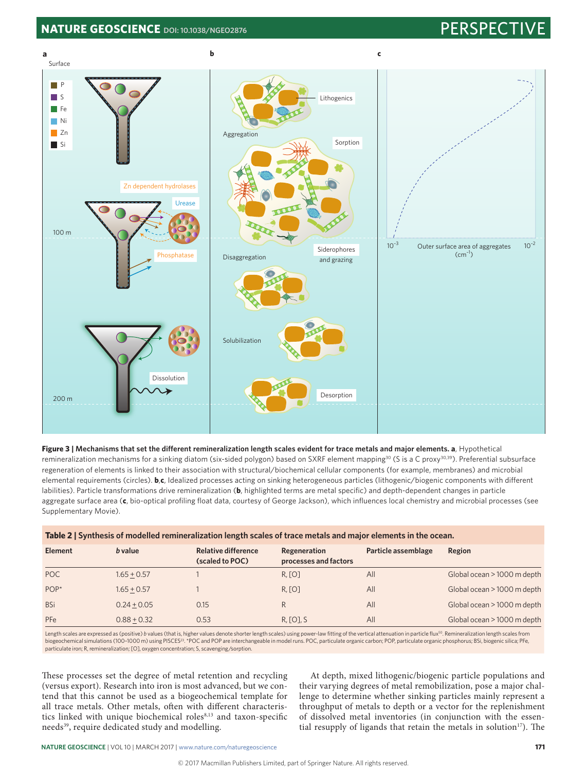**Figure 3 | Mechanisms that set the different remineralization length scales evident for trace metals and major elements. a**, Hypothetical remineralization mechanisms for a sinking diatom (six-sided polygon) based on SXRF element mapping[30] (S is a C proxy[30,39]). Preferential subsurface regeneration of elements is linked to their association with structural/biochemical cellular components (for example, membranes) and microbial elemental requirements (circles). **b**,**c**, Idealized processes acting on sinking heterogeneous particles (lithogenic/biogenic components with different labilities). Particle transformations drive remineralization (**b**, highlighted terms are metal specific) and depth-dependent changes in particle aggregate surface area (**c**, bio-optical profiling float data, courtesy of George Jackson), which influences local chemistry and microbial processes (see Supplementary Movie).

**Table 2 | Synthesis of modelled remineralization length scales of trace metals and major elements in the ocean.**

| Element | *b* value | Relative difference (scaled to POC) | Regeneration processes and factors | Particle assemblage | Region |
|---|---|---|---|---|---|
| POC | $1.65 \pm 0.57$ | 1 | R, [O] | All | Global ocean > 1000 m depth |
| POP* | $1.65 \pm 0.57$ | 1 | R, [O] | All | Global ocean > 1000 m depth |
| BSi | $0.24 \pm 0.05$ | 0.15 | R | All | Global ocean > 1000 m depth |
| PFe | $0.88 \pm 0.32$ | 0.53 | R, [O], S | All | Global ocean > 1000 m depth |

Length scales are expressed as (positive) *b* values (that is, higher values denote shorter length scales) using power-law fitting of the vertical attenuation in particle flux[50]. Remineralization length scales from biogeochemical simulations (100–1000 m) using PISCES[23]. *POC and POP are interchangeable in model runs. POC, particulate organic carbon; POP, particulate organic phosphorus; BSi, biogenic silica; PFe, particulate iron; R, remineralization; [O], oxygen concentration; S, scavenging/sorption.

These processes set the degree of metal retention and recycling (versus export). Research into iron is most advanced, but we contend that this cannot be used as a biogeochemical template for all trace metals. Other metals, often with different characteristics linked with unique biochemical roles[8,13] and taxon-specific needs[39], require dedicated study and modelling.

At depth, mixed lithogenic/biogenic particle populations and their varying degrees of metal remobilization, pose a major challenge to determine whether sinking particles mainly represent a throughput of metals to depth or a vector for the replenishment of dissolved metal inventories (in conjunction with the essential resupply of ligands that retain the metals in solution[17]). The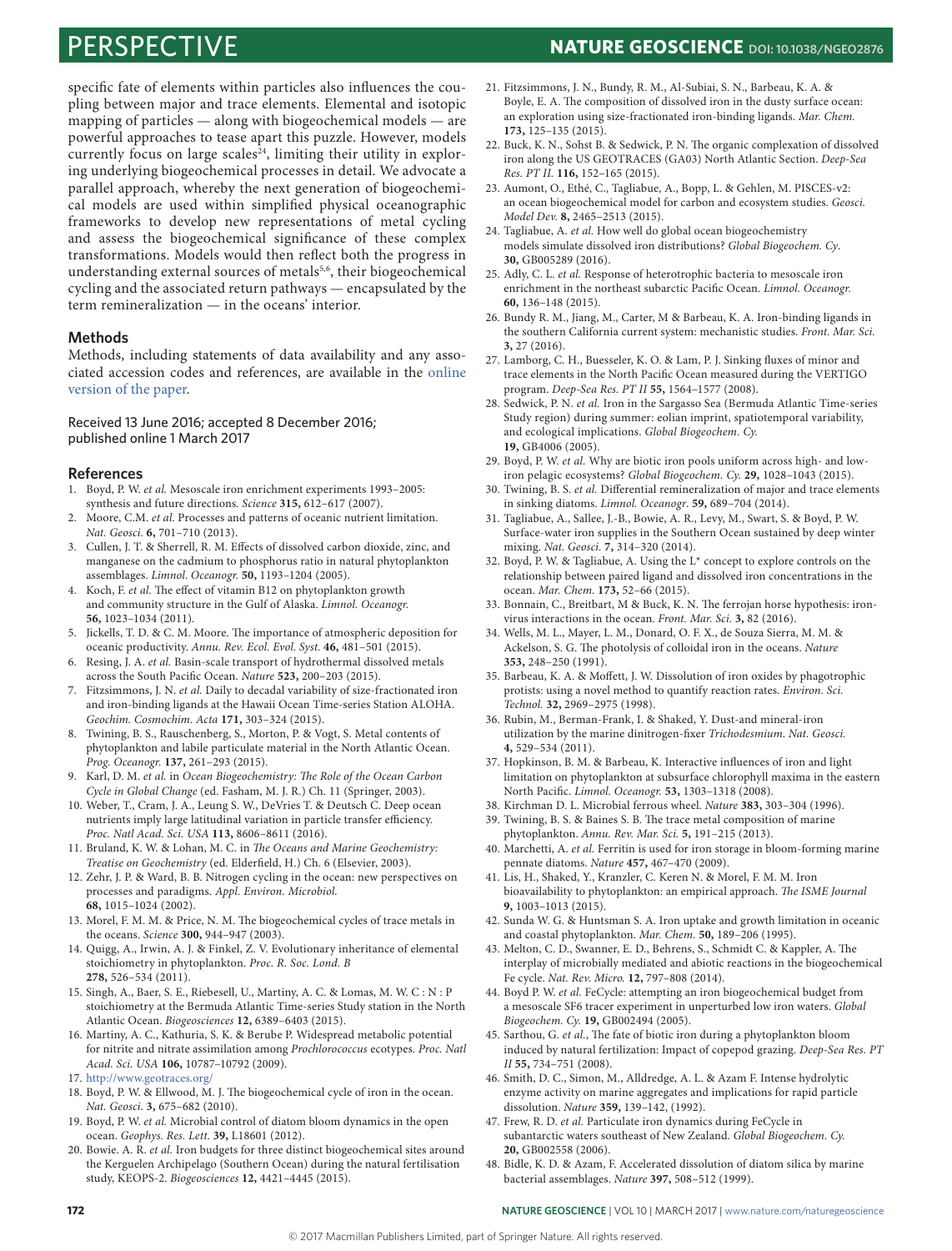specific fate of elements within particles also influences the coupling between major and trace elements. Elemental and isotopic mapping of particles — along with biogeochemical models — are powerful approaches to tease apart this puzzle. However, models currently focus on large scales[24], limiting their utility in exploring underlying biogeochemical processes in detail. We advocate a parallel approach, whereby the next generation of biogeochemical models are used within simplified physical oceanographic frameworks to develop new representations of metal cycling and assess the biogeochemical significance of these complex transformations. Models would then reflect both the progress in understanding external sources of metals[5,6], their biogeochemical cycling and the associated return pathways — encapsulated by the term remineralization — in the oceans' interior.

### Methods

Methods, including statements of data availability and any associated accession codes and references, are available in the online version of the paper.

Received 13 June 2016; accepted 8 December 2016; published online 1 March 2017

### References

1. Boyd, P. W. *et al.* Mesoscale iron enrichment experiments 1993–2005: synthesis and future directions. *Science* **315,** 612–617 (2007).
2. Moore, C.M. *et al.* Processes and patterns of oceanic nutrient limitation. *Nat. Geosci.* **6,** 701–710 (2013).
3. Cullen, J. T. & Sherrell, R. M. Effects of dissolved carbon dioxide, zinc, and manganese on the cadmium to phosphorus ratio in natural phytoplankton assemblages. *Limnol. Oceanogr.* **50,** 1193–1204 (2005).
4. Koch, F. *et al.* The effect of vitamin B12 on phytoplankton growth and community structure in the Gulf of Alaska. *Limnol. Oceanogr.* **56,** 1023–1034 (2011).
5. Jickells, T. D. & C. M. Moore. The importance of atmospheric deposition for oceanic productivity. *Annu. Rev. Ecol. Evol. Syst.* **46,** 481–501 (2015).
6. Resing, J. A. *et al.* Basin-scale transport of hydrothermal dissolved metals across the South Pacific Ocean. *Nature* **523,** 200–203 (2015).
7. Fitzsimmons, J. N. *et al.* Daily to decadal variability of size-fractionated iron and iron-binding ligands at the Hawaii Ocean Time-series Station ALOHA. *Geochim. Cosmochim. Acta* **171,** 303–324 (2015).
8. Twining, B. S., Rauschenberg, S., Morton, P. & Vogt, S. Metal contents of phytoplankton and labile particulate material in the North Atlantic Ocean. *Prog. Oceanogr.* **137,** 261–293 (2015).
9. Karl, D. M. *et al.* in *Ocean Biogeochemistry: The Role of the Ocean Carbon Cycle in Global Change* (ed. Fasham, M. J. R.) Ch. 11 (Springer, 2003).
10. Weber, T., Cram, J. A., Leung S. W., DeVries T. & Deutsch C. Deep ocean nutrients imply large latitudinal variation in particle transfer efficiency. *Proc. Natl Acad. Sci. USA* **113,** 8606–8611 (2016).
11. Bruland, K. W. & Lohan, M. C. in *The Oceans and Marine Geochemistry: Treatise on Geochemistry* (ed. Elderfield, H.) Ch. 6 (Elsevier, 2003).
12. Zehr, J. P. & Ward, B. B. Nitrogen cycling in the ocean: new perspectives on processes and paradigms. *Appl. Environ. Microbiol.* **68,** 1015–1024 (2002).
13. Morel, F. M. M. & Price, N. M. The biogeochemical cycles of trace metals in the oceans. *Science* **300,** 944–947 (2003).
14. Quigg, A., Irwin, A. J. & Finkel, Z. V. Evolutionary inheritance of elemental stoichiometry in phytoplankton. *Proc. R. Soc. Lond. B* **278,** 526–534 (2011).
15. Singh, A., Baer, S. E., Riebesell, U., Martiny, A. C. & Lomas, M. W. C : N : P stoichiometry at the Bermuda Atlantic Time-series Study station in the North Atlantic Ocean. *Biogeosciences* **12,** 6389–6403 (2015).
16. Martiny, A. C., Kathuria, S. K. & Berube P. Widespread metabolic potential for nitrite and nitrate assimilation among *Prochlorococcus* ecotypes. *Proc. Natl Acad. Sci. USA* **106,** 10787–10792 (2009).
17. http://www.geotraces.org/
18. Boyd, P. W. & Ellwood, M. J. The biogeochemical cycle of iron in the ocean. *Nat. Geosci.* **3,** 675–682 (2010).
19. Boyd, P. W. *et al.* Microbial control of diatom bloom dynamics in the open ocean. *Geophys. Res. Lett.* **39,** L18601 (2012).
20. Bowie. A. R. *et al.* Iron budgets for three distinct biogeochemical sites around the Kerguelen Archipelago (Southern Ocean) during the natural fertilisation study, KEOPS-2. *Biogeosciences* **12,** 4421–4445 (2015).
21. Fitzsimmons, J. N., Bundy, R. M., Al-Subiai, S. N., Barbeau, K. A. & Boyle, E. A. The composition of dissolved iron in the dusty surface ocean: an exploration using size-fractionated iron-binding ligands. *Mar. Chem.* **173,** 125–135 (2015).
22. Buck, K. N., Sohst B. & Sedwick, P. N. The organic complexation of dissolved iron along the US GEOTRACES (GA03) North Atlantic Section. *Deep-Sea Res. PT II.* **116,** 152–165 (2015).
23. Aumont, O., Ethé, C., Tagliabue, A., Bopp, L. & Gehlen, M. PISCES-v2: an ocean biogeochemical model for carbon and ecosystem studies. *Geosci. Model Dev.* **8,** 2465–2513 (2015).
24. Tagliabue, A. *et al.* How well do global ocean biogeochemistry models simulate dissolved iron distributions? *Global Biogeochem. Cy.* **30,** GB005289 (2016).
25. Adly, C. L. *et al.* Response of heterotrophic bacteria to mesoscale iron enrichment in the northeast subarctic Pacific Ocean. *Limnol. Oceanogr.* **60,** 136–148 (2015).
26. Bundy R. M., Jiang, M., Carter, M & Barbeau, K. A. Iron-binding ligands in the southern California current system: mechanistic studies. *Front. Mar. Sci.* **3,** 27 (2016).
27. Lamborg, C. H., Buesseler, K. O. & Lam, P. J. Sinking fluxes of minor and trace elements in the North Pacific Ocean measured during the VERTIGO program. *Deep-Sea Res. PT II* **55,** 1564–1577 (2008).
28. Sedwick, P. N. *et al.* Iron in the Sargasso Sea (Bermuda Atlantic Time-series Study region) during summer: eolian imprint, spatiotemporal variability, and ecological implications. *Global Biogeochem. Cy.* **19,** GB4006 (2005).
29. Boyd, P. W. *et al.* Why are biotic iron pools uniform across high- and low-iron pelagic ecosystems? *Global Biogeochem. Cy.* **29,** 1028–1043 (2015).
30. Twining, B. S. *et al.* Differential remineralization of major and trace elements in sinking diatoms. *Limnol. Oceanogr.* **59,** 689–704 (2014).
31. Tagliabue, A., Sallee, J.-B., Bowie, A. R., Levy, M., Swart, S. & Boyd, P. W. Surface-water iron supplies in the Southern Ocean sustained by deep winter mixing. *Nat. Geosci.* **7,** 314–320 (2014).
32. Boyd, P. W. & Tagliabue, A. Using the L* concept to explore controls on the relationship between paired ligand and dissolved iron concentrations in the ocean. *Mar. Chem.* **173,** 52–66 (2015).
33. Bonnain, C., Breitbart, M & Buck, K. N. The ferrojan horse hypothesis: iron-virus interactions in the ocean. *Front. Mar. Sci.* **3,** 82 (2016).
34. Wells, M. L., Mayer, L. M., Donard, O. F. X., de Souza Sierra, M. M. & Ackelson, S. G. The photolysis of colloidal iron in the oceans. *Nature* **353,** 248–250 (1991).
35. Barbeau, K. A. & Moffett, J. W. Dissolution of iron oxides by phagotrophic protists: using a novel method to quantify reaction rates. *Environ. Sci. Technol.* **32,** 2969–2975 (1998).
36. Rubin, M., Berman-Frank, I. & Shaked, Y. Dust-and mineral-iron utilization by the marine dinitrogen-fixer *Trichodesmium*. *Nat. Geosci.* **4,** 529–534 (2011).
37. Hopkinson, B. M. & Barbeau, K. Interactive influences of iron and light limitation on phytoplankton at subsurface chlorophyll maxima in the eastern North Pacific. *Limnol. Oceanogr.* **53,** 1303–1318 (2008).
38. Kirchman D. L. Microbial ferrous wheel. *Nature* **383,** 303–304 (1996).
39. Twining, B. S. & Baines S. B. The trace metal composition of marine phytoplankton. *Annu. Rev. Mar. Sci.* **5,** 191–215 (2013).
40. Marchetti, A. *et al.* Ferritin is used for iron storage in bloom-forming marine pennate diatoms. *Nature* **457,** 467–470 (2009).
41. Lis, H., Shaked, Y., Kranzler, C. Keren N. & Morel, F. M. M. Iron bioavailability to phytoplankton: an empirical approach. *The ISME Journal* **9,** 1003–1013 (2015).
42. Sunda W. G. & Huntsman S. A. Iron uptake and growth limitation in oceanic and coastal phytoplankton. *Mar. Chem.* **50,** 189–206 (1995).
43. Melton, C. D., Swanner, E. D., Behrens, S., Schmidt C. & Kappler, A. The interplay of microbially mediated and abiotic reactions in the biogeochemical Fe cycle. *Nat. Rev. Micro.* **12,** 797–808 (2014).
44. Boyd P. W. *et al.* FeCycle: attempting an iron biogeochemical budget from a mesoscale SF6 tracer experiment in unperturbed low iron waters. *Global Biogeochem. Cy.* **19,** GB002494 (2005).
45. Sarthou, G. *et al.*, The fate of biotic iron during a phytoplankton bloom induced by natural fertilization: Impact of copepod grazing. *Deep-Sea Res. PT II* **55,** 734–751 (2008).
46. Smith, D. C., Simon, M., Alldredge, A. L. & Azam F. Intense hydrolytic enzyme activity on marine aggregates and implications for rapid particle dissolution. *Nature* **359,** 139–142, (1992).
47. Frew, R. D. *et al.* Particulate iron dynamics during FeCycle in subantarctic waters southeast of New Zealand. *Global Biogeochem. Cy.* **20,** GB002558 (2006).
48. Bidle, K. D. & Azam, F. Accelerated dissolution of diatom silica by marine bacterial assemblages. *Nature* **397,** 508–512 (1999).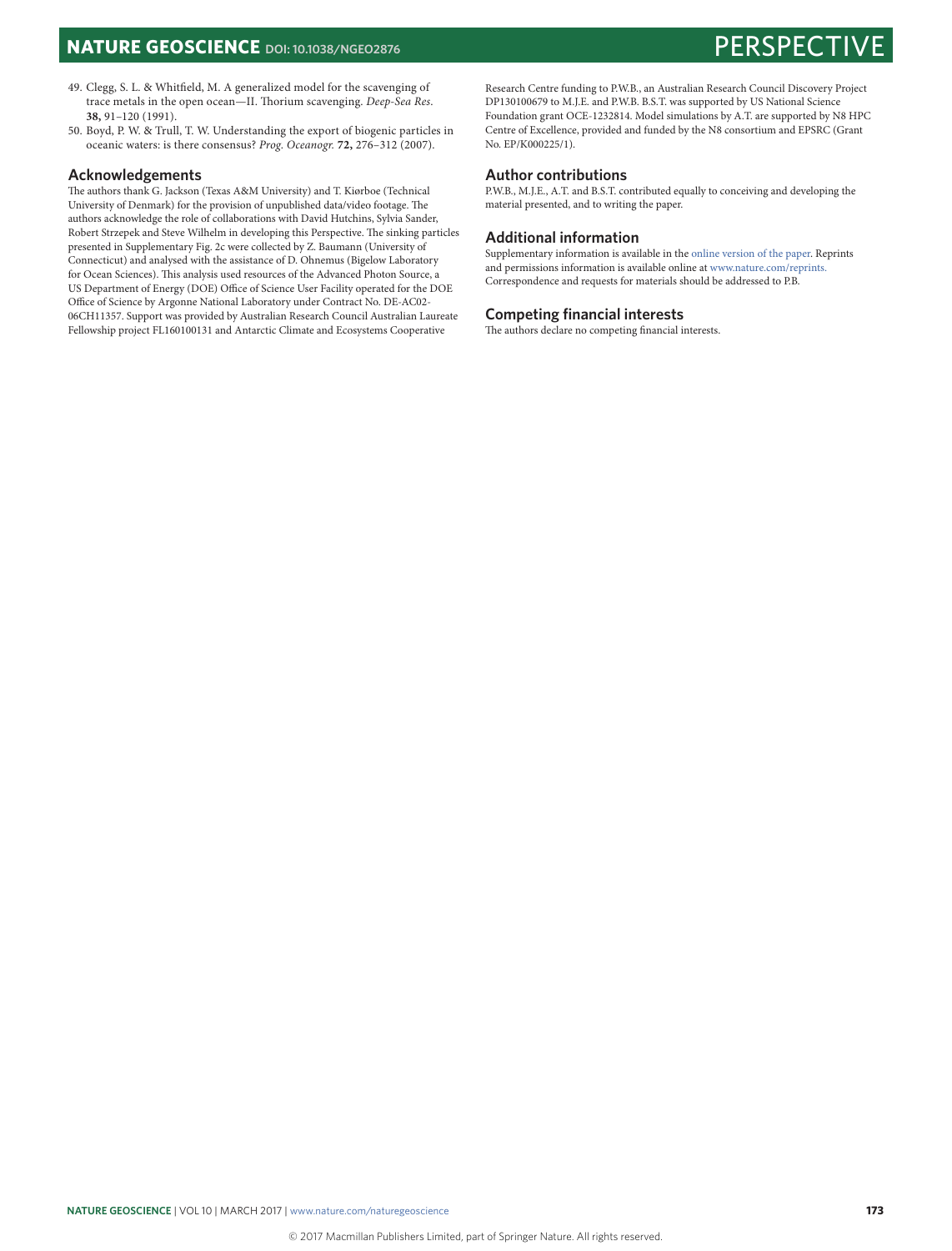49. Clegg, S. L. & Whitfield, M. A generalized model for the scavenging of trace metals in the open ocean—II. Thorium scavenging. *Deep-Sea Res*. **38,** 91–120 (1991).
50. Boyd, P. W. & Trull, T. W. Understanding the export of biogenic particles in oceanic waters: is there consensus? *Prog. Oceanogr.* **72,** 276–312 (2007).

## Acknowledgements

The authors thank G. Jackson (Texas A&M University) and T. Kiørboe (Technical University of Denmark) for the provision of unpublished data/video footage. The authors acknowledge the role of collaborations with David Hutchins, Sylvia Sander, Robert Strzepek and Steve Wilhelm in developing this Perspective. The sinking particles presented in Supplementary Fig. 2c were collected by Z. Baumann (University of Connecticut) and analysed with the assistance of D. Ohnemus (Bigelow Laboratory for Ocean Sciences). This analysis used resources of the Advanced Photon Source, a US Department of Energy (DOE) Office of Science User Facility operated for the DOE Office of Science by Argonne National Laboratory under Contract No. DE-AC02-06CH11357. Support was provided by Australian Research Council Australian Laureate Fellowship project FL160100131 and Antarctic Climate and Ecosystems Cooperative Research Centre funding to P.W.B., an Australian Research Council Discovery Project DP130100679 to M.J.E. and P.W.B. B.S.T. was supported by US National Science Foundation grant OCE-1232814. Model simulations by A.T. are supported by N8 HPC Centre of Excellence, provided and funded by the N8 consortium and EPSRC (Grant No. EP/K000225/1).

## Author contributions

P.W.B., M.J.E., A.T. and B.S.T. contributed equally to conceiving and developing the material presented, and to writing the paper.

## Additional information

Supplementary information is available in the online version of the paper. Reprints and permissions information is available online at www.nature.com/reprints. Correspondence and requests for materials should be addressed to P.B.

## Competing financial interests

The authors declare no competing financial interests.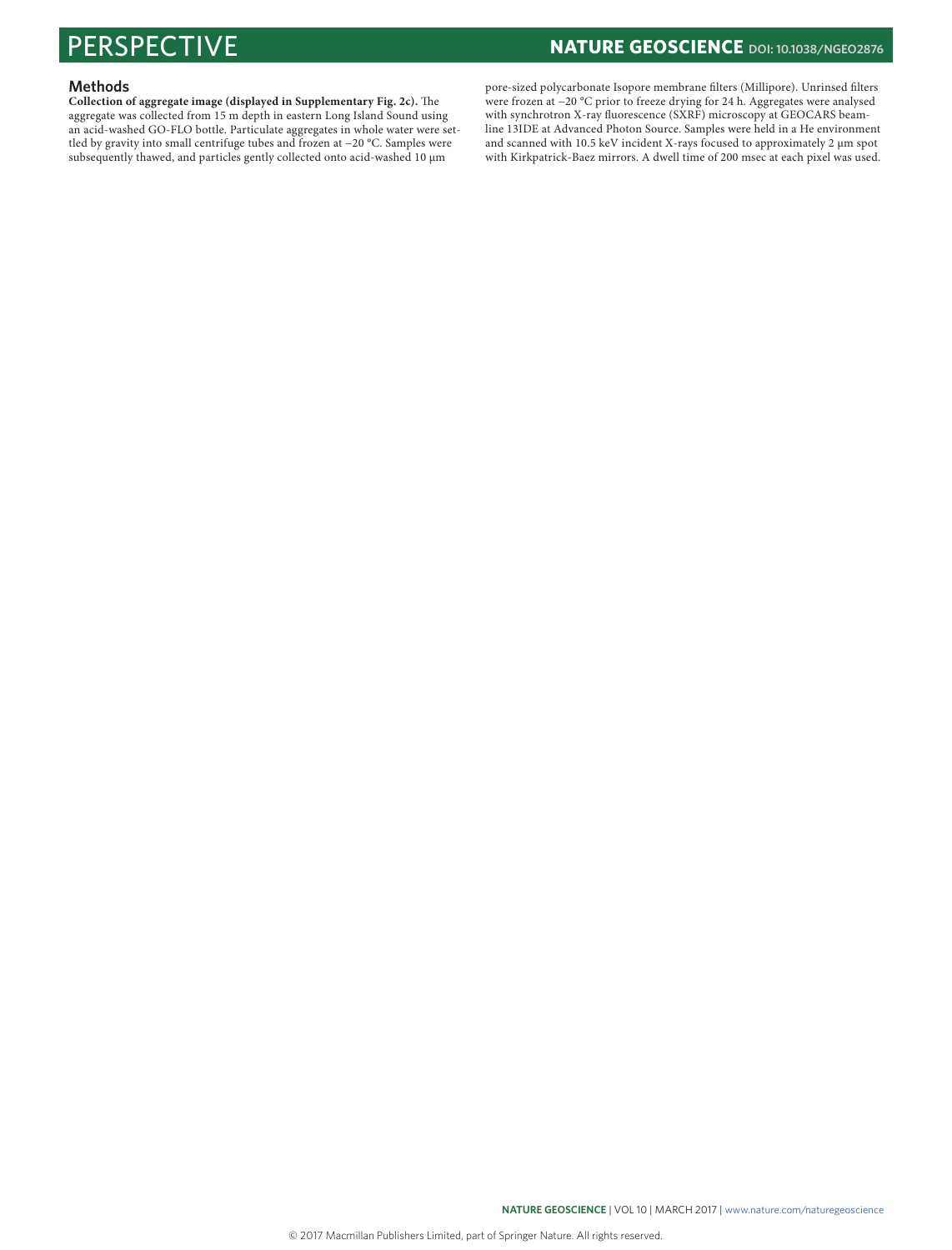## Methods

**Collection of aggregate image (displayed in Supplementary Fig. 2c).** The aggregate was collected from 15 m depth in eastern Long Island Sound using an acid-washed GO-FLO bottle. Particulate aggregates in whole water were settled by gravity into small centrifuge tubes and frozen at −20 °C. Samples were subsequently thawed, and particles gently collected onto acid-washed 10 μm pore-sized polycarbonate Isopore membrane filters (Millipore). Unrinsed filters were frozen at −20 °C prior to freeze drying for 24 h. Aggregates were analysed with synchrotron X-ray fluorescence (SXRF) microscopy at GEOCARS beamline 13IDE at Advanced Photon Source. Samples were held in a He environment and scanned with 10.5 keV incident X-rays focused to approximately 2 μm spot with Kirkpatrick-Baez mirrors. A dwell time of 200 msec at each pixel was used.